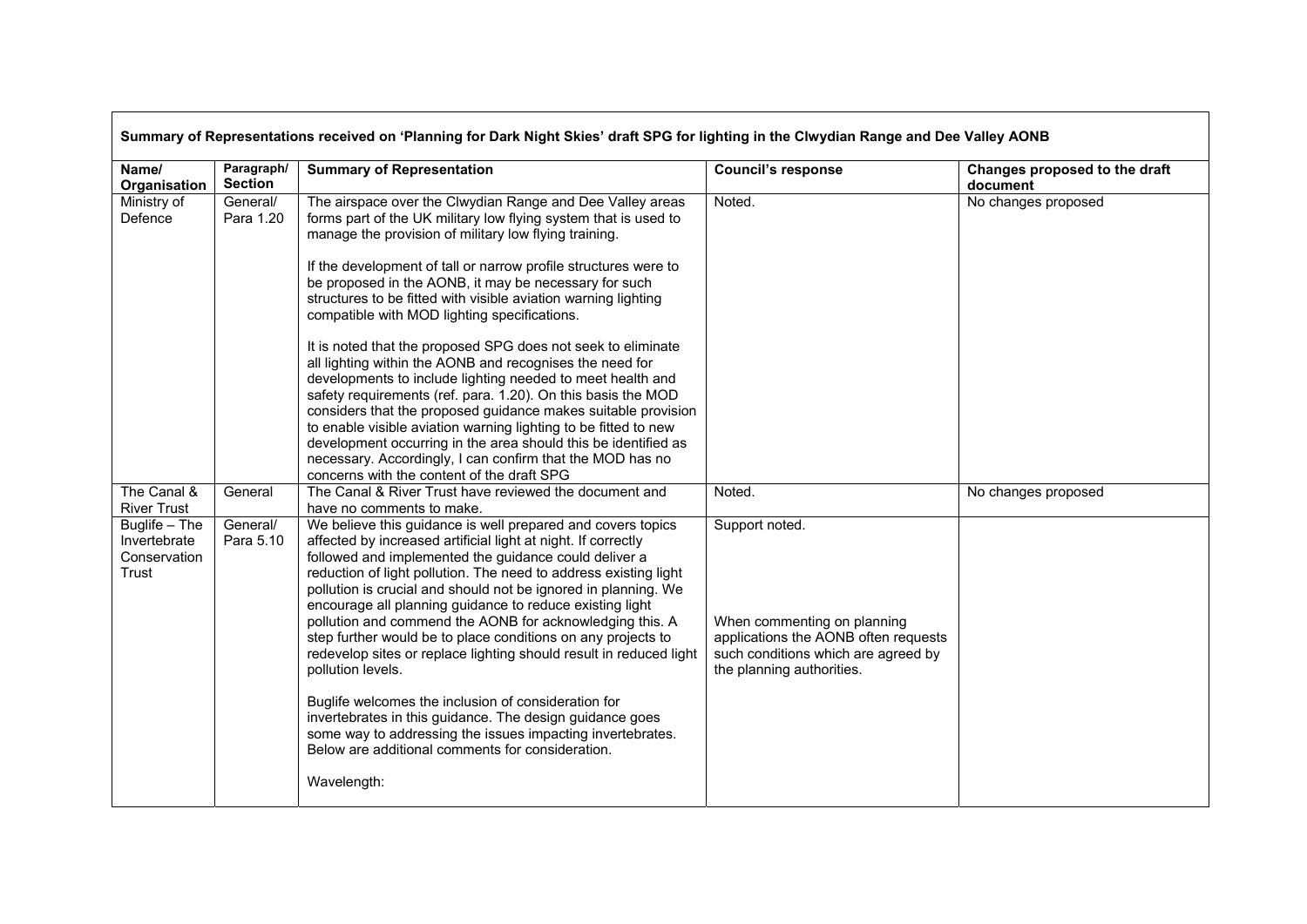| Summary of Representations received on 'Planning for Dark Night Skies' draft SPG for lighting in the Clwydian Range and Dee Valley AONB | | | | |
|---|---|---|---|---|
| **Name/ Organisation** | **Paragraph/ Section** | **Summary of Representation** | **Council's response** | **Changes proposed to the draft document** |
| Ministry of Defence | General/ Para 1.20 | The airspace over the Clwydian Range and Dee Valley areas forms part of the UK military low flying system that is used to manage the provision of military low flying training.<br><br>If the development of tall or narrow profile structures were to be proposed in the AONB, it may be necessary for such structures to be fitted with visible aviation warning lighting compatible with MOD lighting specifications.<br><br>It is noted that the proposed SPG does not seek to eliminate all lighting within the AONB and recognises the need for developments to include lighting needed to meet health and safety requirements (ref. para. 1.20). On this basis the MOD considers that the proposed guidance makes suitable provision to enable visible aviation warning lighting to be fitted to new development occurring in the area should this be identified as necessary. Accordingly, I can confirm that the MOD has no concerns with the content of the draft SPG | Noted. | No changes proposed |
| The Canal & River Trust | General | The Canal & River Trust have reviewed the document and have no comments to make. | Noted. | No changes proposed |
| Buglife – The Invertebrate Conservation Trust | General/ Para 5.10 | We believe this guidance is well prepared and covers topics affected by increased artificial light at night. If correctly followed and implemented the guidance could deliver a reduction of light pollution. The need to address existing light pollution is crucial and should not be ignored in planning. We encourage all planning guidance to reduce existing light pollution and commend the AONB for acknowledging this. A step further would be to place conditions on any projects to redevelop sites or replace lighting should result in reduced light pollution levels.<br><br>Buglife welcomes the inclusion of consideration for invertebrates in this guidance. The design guidance goes some way to addressing the issues impacting invertebrates. Below are additional comments for consideration.<br><br>Wavelength: | Support noted.<br><br>When commenting on planning applications the AONB often requests such conditions which are agreed by the planning authorities. | |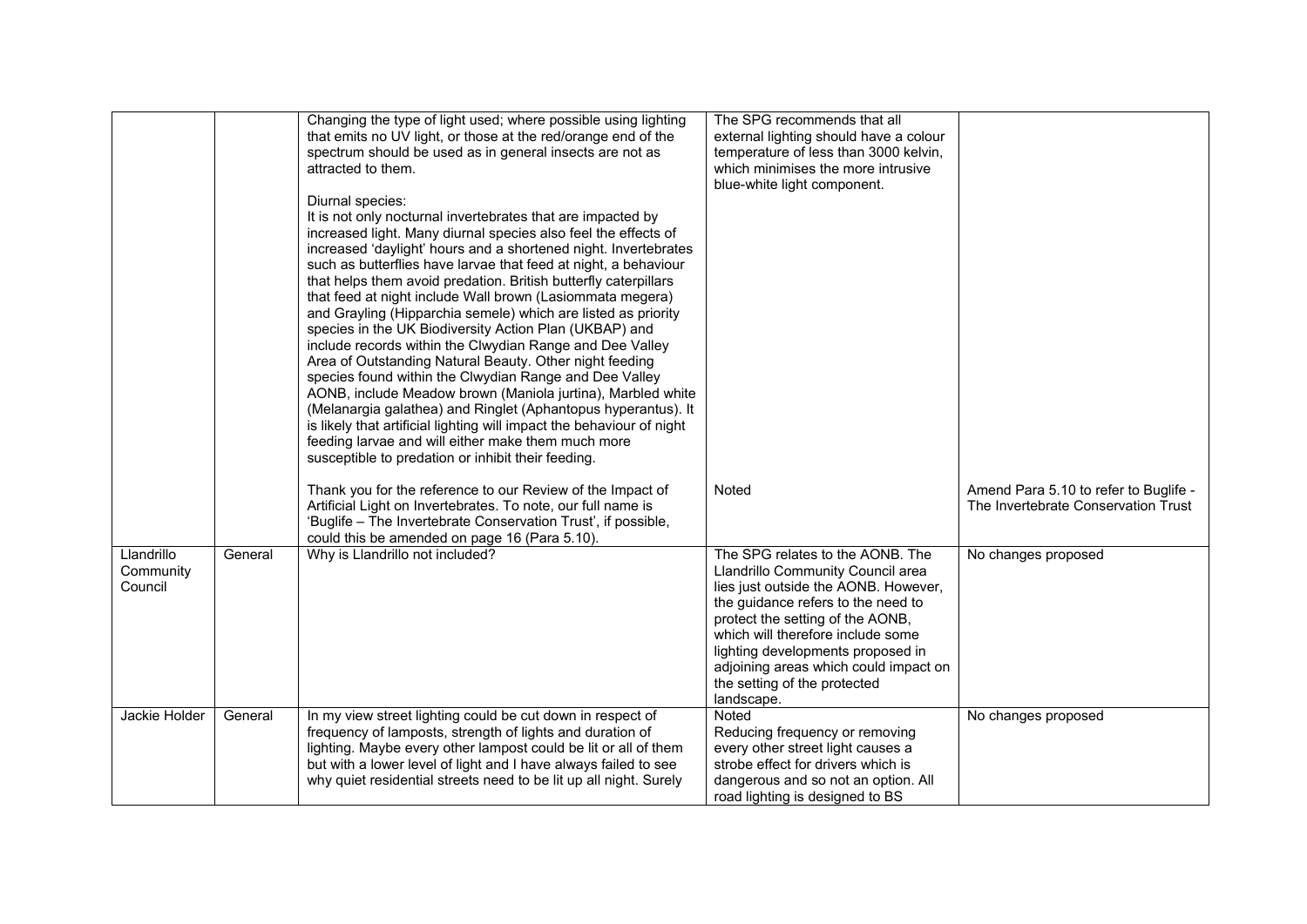| | | | | |
|---|---|---|---|---|
| | | Changing the type of light used; where possible using lighting that emits no UV light, or those at the red/orange end of the spectrum should be used as in general insects are not as attracted to them.<br><br>Diurnal species:<br>It is not only nocturnal invertebrates that are impacted by increased light. Many diurnal species also feel the effects of increased 'daylight' hours and a shortened night. Invertebrates such as butterflies have larvae that feed at night, a behaviour that helps them avoid predation. British butterfly caterpillars that feed at night include Wall brown (Lasiommata megera) and Grayling (Hipparchia semele) which are listed as priority species in the UK Biodiversity Action Plan (UKBAP) and include records within the Clwydian Range and Dee Valley Area of Outstanding Natural Beauty. Other night feeding species found within the Clwydian Range and Dee Valley AONB, include Meadow brown (Maniola jurtina), Marbled white (Melanargia galathea) and Ringlet (Aphantopus hyperantus). It is likely that artificial lighting will impact the behaviour of night feeding larvae and will either make them much more susceptible to predation or inhibit their feeding. | The SPG recommends that all external lighting should have a colour temperature of less than 3000 kelvin, which minimises the more intrusive blue-white light component. | |
| | | Thank you for the reference to our Review of the Impact of Artificial Light on Invertebrates. To note, our full name is 'Buglife – The Invertebrate Conservation Trust', if possible, could this be amended on page 16 (Para 5.10). | Noted | Amend Para 5.10 to refer to Buglife - The Invertebrate Conservation Trust |
| Llandrillo Community Council | General | Why is Llandrillo not included? | The SPG relates to the AONB. The Llandrillo Community Council area lies just outside the AONB. However, the guidance refers to the need to protect the setting of the AONB, which will therefore include some lighting developments proposed in adjoining areas which could impact on the setting of the protected landscape. | No changes proposed |
| Jackie Holder | General | In my view street lighting could be cut down in respect of frequency of lamposts, strength of lights and duration of lighting. Maybe every other lampost could be lit or all of them but with a lower level of light and I have always failed to see why quiet residential streets need to be lit up all night. Surely | Noted<br>Reducing frequency or removing every other street light causes a strobe effect for drivers which is dangerous and so not an option. All road lighting is designed to BS | No changes proposed |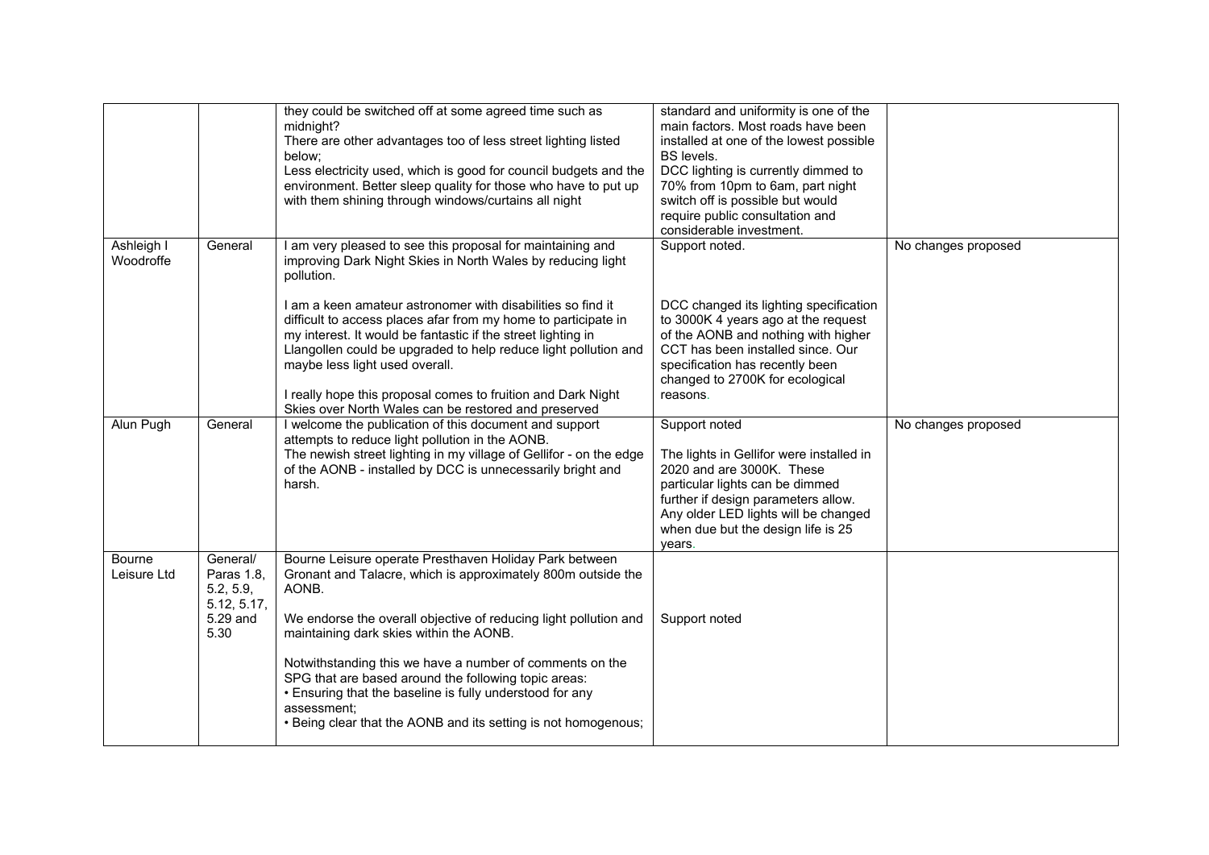| | | | | |
|---|---|---|---|---|
| | | they could be switched off at some agreed time such as midnight?<br>There are other advantages too of less street lighting listed below;<br>Less electricity used, which is good for council budgets and the environment. Better sleep quality for those who have to put up with them shining through windows/curtains all night | standard and uniformity is one of the main factors. Most roads have been installed at one of the lowest possible BS levels.<br>DCC lighting is currently dimmed to 70% from 10pm to 6am, part night switch off is possible but would require public consultation and considerable investment. | |
| Ashleigh I Woodroffe | General | I am very pleased to see this proposal for maintaining and improving Dark Night Skies in North Wales by reducing light pollution.<br><br>I am a keen amateur astronomer with disabilities so find it difficult to access places afar from my home to participate in my interest. It would be fantastic if the street lighting in Llangollen could be upgraded to help reduce light pollution and maybe less light used overall.<br><br>I really hope this proposal comes to fruition and Dark Night Skies over North Wales can be restored and preserved | Support noted.<br><br>DCC changed its lighting specification to 3000K 4 years ago at the request of the AONB and nothing with higher CCT has been installed since. Our specification has recently been changed to 2700K for ecological reasons. | No changes proposed |
| Alun Pugh | General | I welcome the publication of this document and support attempts to reduce light pollution in the AONB.<br>The newish street lighting in my village of Gellifor - on the edge of the AONB - installed by DCC is unnecessarily bright and harsh. | Support noted<br><br>The lights in Gellifor were installed in 2020 and are 3000K. These particular lights can be dimmed further if design parameters allow. Any older LED lights will be changed when due but the design life is 25 years. | No changes proposed |
| Bourne Leisure Ltd | General/ Paras 1.8, 5.2, 5.9, 5.12, 5.17, 5.29 and 5.30 | Bourne Leisure operate Presthaven Holiday Park between Gronant and Talacre, which is approximately 800m outside the AONB.<br><br>We endorse the overall objective of reducing light pollution and maintaining dark skies within the AONB.<br><br>Notwithstanding this we have a number of comments on the SPG that are based around the following topic areas:<br>• Ensuring that the baseline is fully understood for any assessment;<br>• Being clear that the AONB and its setting is not homogenous; | <br><br><br><br>Support noted | |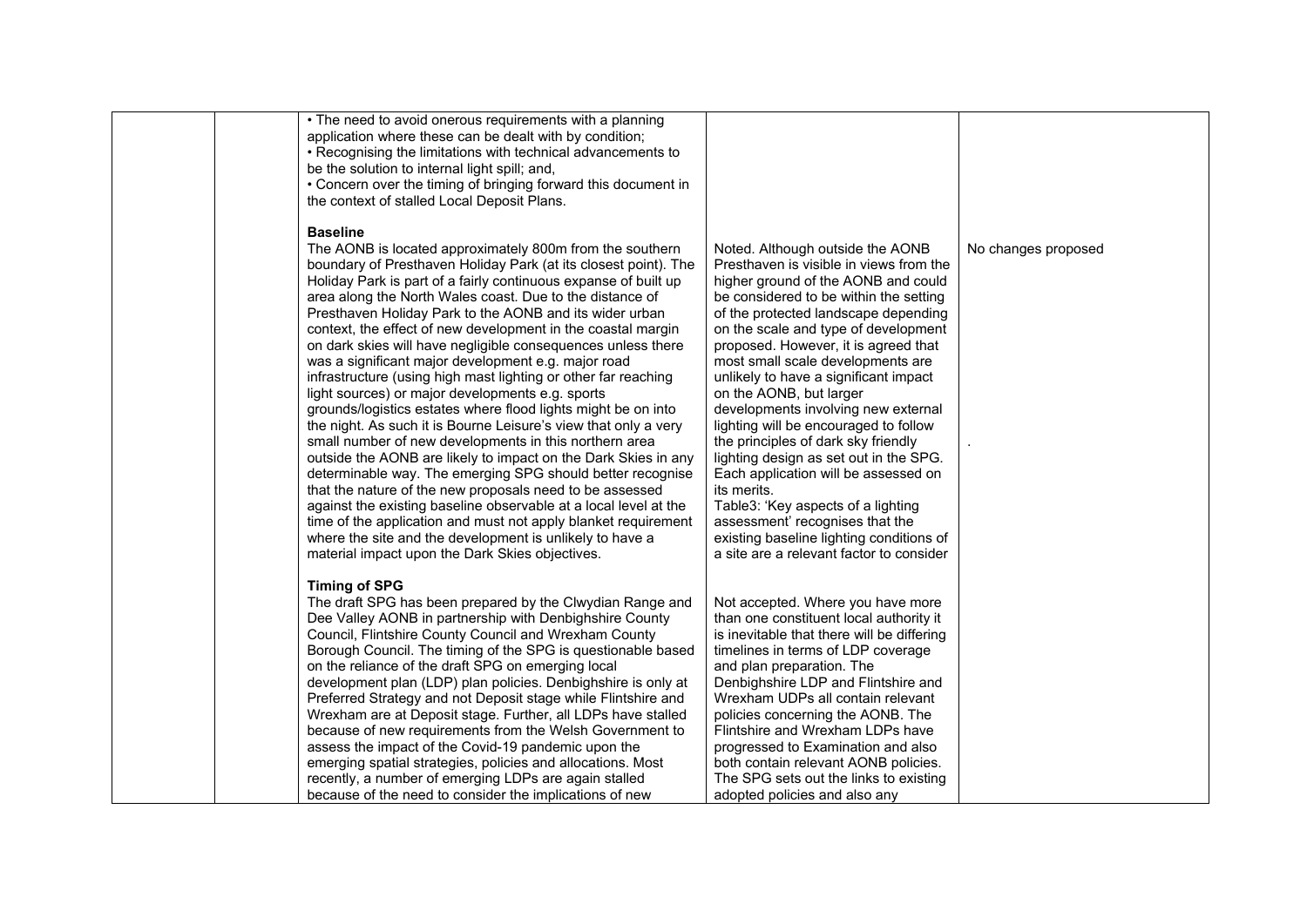|  |  | • The need to avoid onerous requirements with a planning application where these can be dealt with by condition;<br>• Recognising the limitations with technical advancements to be the solution to internal light spill; and,<br>• Concern over the timing of bringing forward this document in the context of stalled Local Deposit Plans. |  |  |
|---|---|---|---|---|
|  |  | **Baseline**<br>The AONB is located approximately 800m from the southern boundary of Presthaven Holiday Park (at its closest point). The Holiday Park is part of a fairly continuous expanse of built up area along the North Wales coast. Due to the distance of Presthaven Holiday Park to the AONB and its wider urban context, the effect of new development in the coastal margin on dark skies will have negligible consequences unless there was a significant major development e.g. major road infrastructure (using high mast lighting or other far reaching light sources) or major developments e.g. sports grounds/logistics estates where flood lights might be on into the night. As such it is Bourne Leisure's view that only a very small number of new developments in this northern area outside the AONB are likely to impact on the Dark Skies in any determinable way. The emerging SPG should better recognise that the nature of the new proposals need to be assessed against the existing baseline observable at a local level at the time of the application and must not apply blanket requirement where the site and the development is unlikely to have a material impact upon the Dark Skies objectives. | Noted. Although outside the AONB Presthaven is visible in views from the higher ground of the AONB and could be considered to be within the setting of the protected landscape depending on the scale and type of development proposed. However, it is agreed that most small scale developments are unlikely to have a significant impact on the AONB, but larger developments involving new external lighting will be encouraged to follow the principles of dark sky friendly lighting design as set out in the SPG. Each application will be assessed on its merits.<br>Table3: 'Key aspects of a lighting assessment' recognises that the existing baseline lighting conditions of a site are a relevant factor to consider | No changes proposed<br><br>. |
|  |  | **Timing of SPG**<br>The draft SPG has been prepared by the Clwydian Range and Dee Valley AONB in partnership with Denbighshire County Council, Flintshire County Council and Wrexham County Borough Council. The timing of the SPG is questionable based on the reliance of the draft SPG on emerging local development plan (LDP) plan policies. Denbighshire is only at Preferred Strategy and not Deposit stage while Flintshire and Wrexham are at Deposit stage. Further, all LDPs have stalled because of new requirements from the Welsh Government to assess the impact of the Covid-19 pandemic upon the emerging spatial strategies, policies and allocations. Most recently, a number of emerging LDPs are again stalled because of the need to consider the implications of new | Not accepted. Where you have more than one constituent local authority it is inevitable that there will be differing timelines in terms of LDP coverage and plan preparation. The Denbighshire LDP and Flintshire and Wrexham UDPs all contain relevant policies concerning the AONB. The Flintshire and Wrexham LDPs have progressed to Examination and also both contain relevant AONB policies. The SPG sets out the links to existing adopted policies and also any |  |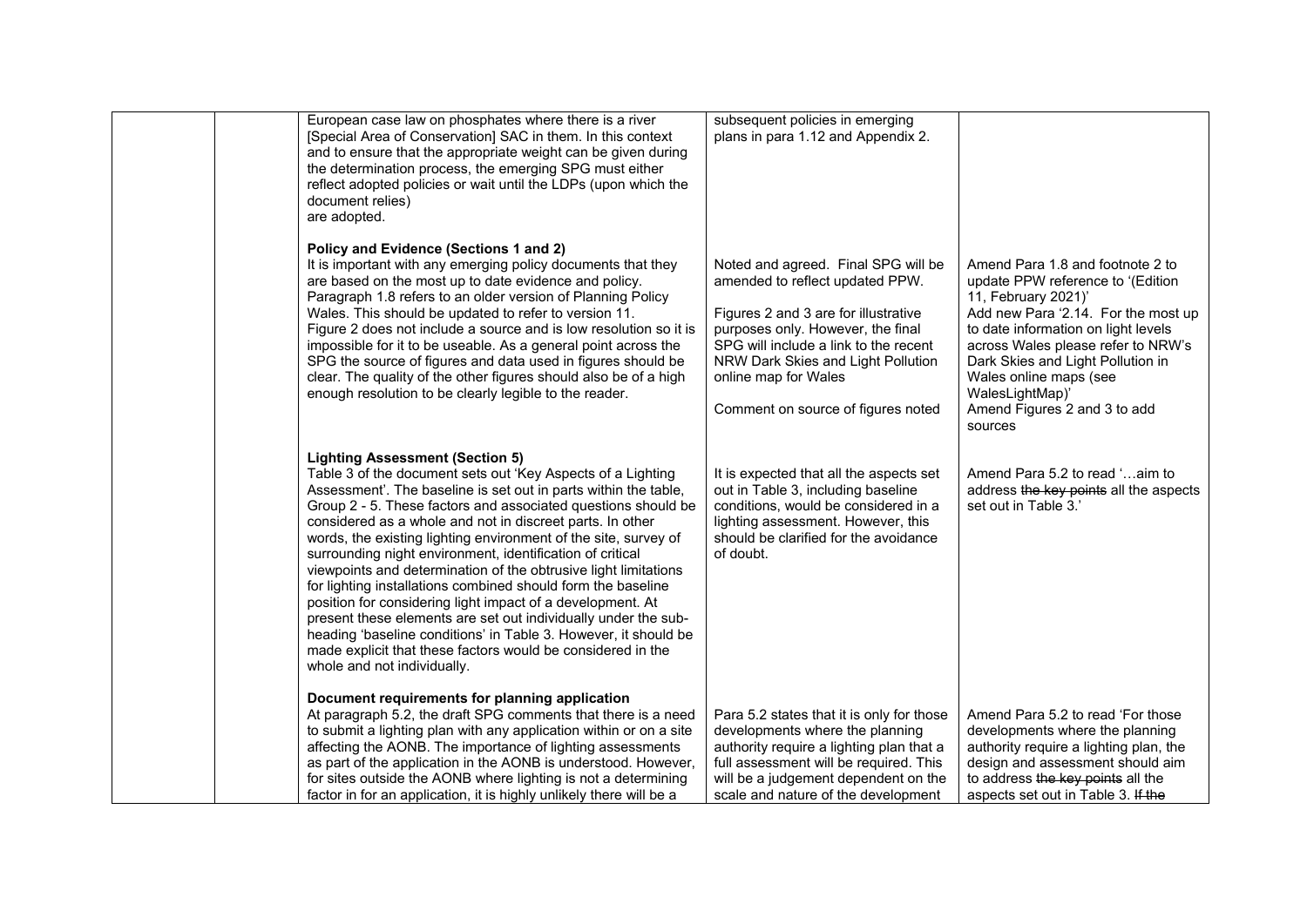|  |  | European case law on phosphates where there is a river [Special Area of Conservation] SAC in them. In this context and to ensure that the appropriate weight can be given during the determination process, the emerging SPG must either reflect adopted policies or wait until the LDPs (upon which the document relies) are adopted.<br><br>**Policy and Evidence (Sections 1 and 2)**<br>It is important with any emerging policy documents that they are based on the most up to date evidence and policy. Paragraph 1.8 refers to an older version of Planning Policy Wales. This should be updated to refer to version 11.<br>Figure 2 does not include a source and is low resolution so it is impossible for it to be useable. As a general point across the SPG the source of figures and data used in figures should be clear. The quality of the other figures should also be of a high enough resolution to be clearly legible to the reader.<br><br>**Lighting Assessment (Section 5)**<br>Table 3 of the document sets out 'Key Aspects of a Lighting Assessment'. The baseline is set out in parts within the table, Group 2 - 5. These factors and associated questions should be considered as a whole and not in discreet parts. In other words, the existing lighting environment of the site, survey of surrounding night environment, identification of critical viewpoints and determination of the obtrusive light limitations for lighting installations combined should form the baseline position for considering light impact of a development. At present these elements are set out individually under the sub-heading 'baseline conditions' in Table 3. However, it should be made explicit that these factors would be considered in the whole and not individually.<br><br>**Document requirements for planning application**<br>At paragraph 5.2, the draft SPG comments that there is a need to submit a lighting plan with any application within or on a site affecting the AONB. The importance of lighting assessments as part of the application in the AONB is understood. However, for sites outside the AONB where lighting is not a determining factor in for an application, it is highly unlikely there will be a | subsequent policies in emerging plans in para 1.12 and Appendix 2.<br><br>Noted and agreed. Final SPG will be amended to reflect updated PPW.<br><br>Figures 2 and 3 are for illustrative purposes only. However, the final SPG will include a link to the recent NRW Dark Skies and Light Pollution online map for Wales<br><br>Comment on source of figures noted<br><br>It is expected that all the aspects set out in Table 3, including baseline conditions, would be considered in a lighting assessment. However, this should be clarified for the avoidance of doubt.<br><br>Para 5.2 states that it is only for those developments where the planning authority require a lighting plan that a full assessment will be required. This will be a judgement dependent on the scale and nature of the development | Amend Para 1.8 and footnote 2 to update PPW reference to '(Edition 11, February 2021)'<br>Add new Para '2.14. For the most up to date information on light levels across Wales please refer to NRW's Dark Skies and Light Pollution in Wales online maps (see WalesLightMap)'<br>Amend Figures 2 and 3 to add sources<br><br>Amend Para 5.2 to read '…aim to address ~~the key points~~ all the aspects set out in Table 3.'<br><br>Amend Para 5.2 to read 'For those developments where the planning authority require a lighting plan, the design and assessment should aim to address ~~the key points~~ all the aspects set out in Table 3. ~~If the~~ |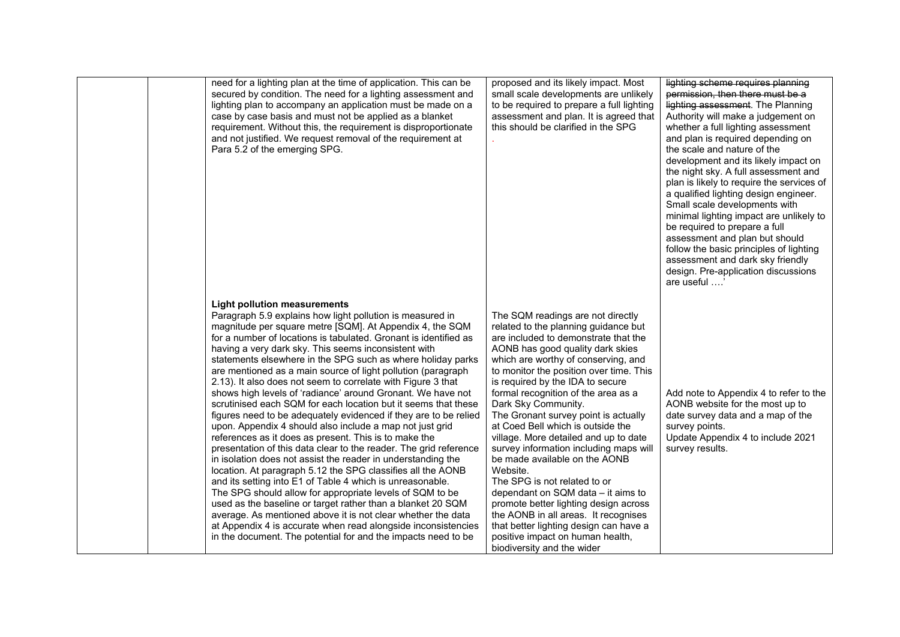|  |  |  |  |  |
|---|---|---|---|---|
|  |  | need for a lighting plan at the time of application. This can be secured by condition. The need for a lighting assessment and lighting plan to accompany an application must be made on a case by case basis and must not be applied as a blanket requirement. Without this, the requirement is disproportionate and not justified. We request removal of the requirement at Para 5.2 of the emerging SPG. | proposed and its likely impact. Most small scale developments are unlikely to be required to prepare a full lighting assessment and plan. It is agreed that this should be clarified in the SPG . | ~~lighting scheme requires planning permission, then there must be a lighting assessment~~. The Planning Authority will make a judgement on whether a full lighting assessment and plan is required depending on the scale and nature of the development and its likely impact on the night sky. A full assessment and plan is likely to require the services of a qualified lighting design engineer. Small scale developments with minimal lighting impact are unlikely to be required to prepare a full assessment and plan but should follow the basic principles of lighting assessment and dark sky friendly design. Pre-application discussions are useful ….' |
|  |  | **Light pollution measurements**<br>Paragraph 5.9 explains how light pollution is measured in magnitude per square metre [SQM]. At Appendix 4, the SQM for a number of locations is tabulated. Gronant is identified as having a very dark sky. This seems inconsistent with statements elsewhere in the SPG such as where holiday parks are mentioned as a main source of light pollution (paragraph 2.13). It also does not seem to correlate with Figure 3 that shows high levels of 'radiance' around Gronant. We have not scrutinised each SQM for each location but it seems that these figures need to be adequately evidenced if they are to be relied upon. Appendix 4 should also include a map not just grid references as it does as present. This is to make the presentation of this data clear to the reader. The grid reference in isolation does not assist the reader in understanding the location. At paragraph 5.12 the SPG classifies all the AONB and its setting into E1 of Table 4 which is unreasonable. The SPG should allow for appropriate levels of SQM to be used as the baseline or target rather than a blanket 20 SQM average. As mentioned above it is not clear whether the data at Appendix 4 is accurate when read alongside inconsistencies in the document. The potential for and the impacts need to be | The SQM readings are not directly related to the planning guidance but are included to demonstrate that the AONB has good quality dark skies which are worthy of conserving, and to monitor the position over time. This is required by the IDA to secure formal recognition of the area as a Dark Sky Community.<br>The Gronant survey point is actually at Coed Bell which is outside the village. More detailed and up to date survey information including maps will be made available on the AONB Website.<br>The SPG is not related to or dependant on SQM data – it aims to promote better lighting design across the AONB in all areas. It recognises that better lighting design can have a positive impact on human health, biodiversity and the wider | Add note to Appendix 4 to refer to the AONB website for the most up to date survey data and a map of the survey points.<br>Update Appendix 4 to include 2021 survey results. |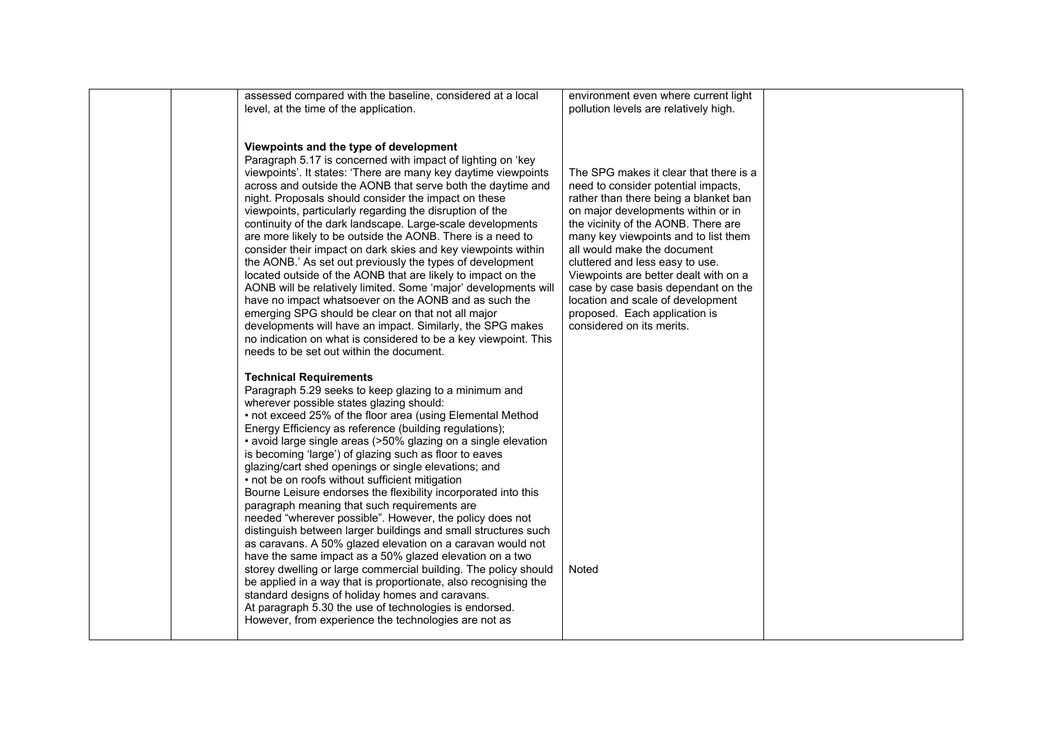| | | | | |
|---|---|---|---|---|
| | | assessed compared with the baseline, considered at a local level, at the time of the application.<br><br>**Viewpoints and the type of development**<br>Paragraph 5.17 is concerned with impact of lighting on 'key viewpoints'. It states: 'There are many key daytime viewpoints across and outside the AONB that serve both the daytime and night. Proposals should consider the impact on these viewpoints, particularly regarding the disruption of the continuity of the dark landscape. Large-scale developments are more likely to be outside the AONB. There is a need to consider their impact on dark skies and key viewpoints within the AONB.' As set out previously the types of development located outside of the AONB that are likely to impact on the AONB will be relatively limited. Some 'major' developments will have no impact whatsoever on the AONB and as such the emerging SPG should be clear on that not all major developments will have an impact. Similarly, the SPG makes no indication on what is considered to be a key viewpoint. This needs to be set out within the document.<br><br>**Technical Requirements**<br>Paragraph 5.29 seeks to keep glazing to a minimum and wherever possible states glazing should:<br>• not exceed 25% of the floor area (using Elemental Method Energy Efficiency as reference (building regulations);<br>• avoid large single areas (>50% glazing on a single elevation is becoming 'large') of glazing such as floor to eaves glazing/cart shed openings or single elevations; and<br>• not be on roofs without sufficient mitigation<br>Bourne Leisure endorses the flexibility incorporated into this paragraph meaning that such requirements are needed "wherever possible". However, the policy does not distinguish between larger buildings and small structures such as caravans. A 50% glazed elevation on a caravan would not have the same impact as a 50% glazed elevation on a two storey dwelling or large commercial building. The policy should be applied in a way that is proportionate, also recognising the standard designs of holiday homes and caravans.<br>At paragraph 5.30 the use of technologies is endorsed. However, from experience the technologies are not as | environment even where current light pollution levels are relatively high.<br><br>The SPG makes it clear that there is a need to consider potential impacts, rather than there being a blanket ban on major developments within or in the vicinity of the AONB. There are many key viewpoints and to list them all would make the document cluttered and less easy to use. Viewpoints are better dealt with on a case by case basis dependant on the location and scale of development proposed. Each application is considered on its merits.<br><br>Noted | |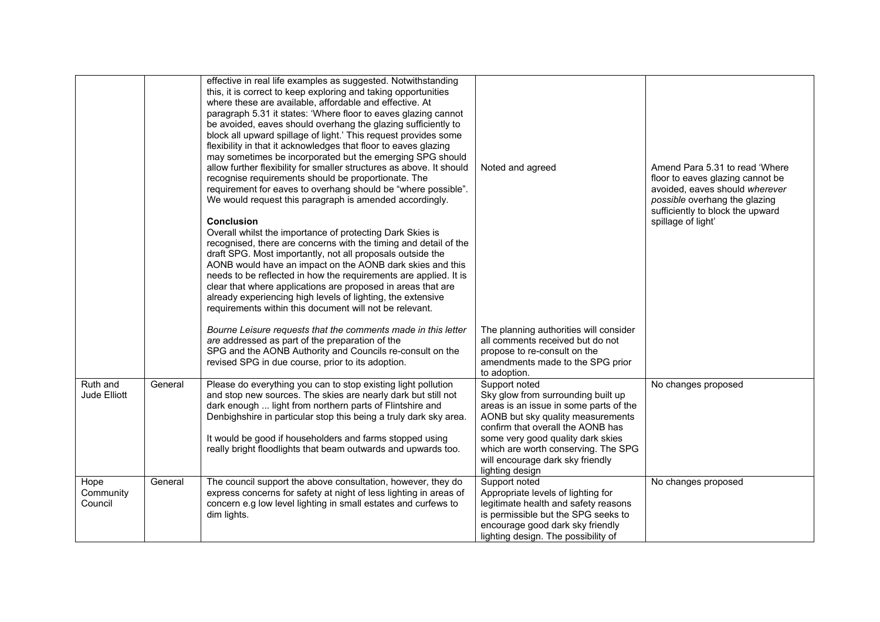| | | | | |
|---|---|---|---|---|
| | | effective in real life examples as suggested. Notwithstanding this, it is correct to keep exploring and taking opportunities where these are available, affordable and effective. At paragraph 5.31 it states: 'Where floor to eaves glazing cannot be avoided, eaves should overhang the glazing sufficiently to block all upward spillage of light.' This request provides some flexibility in that it acknowledges that floor to eaves glazing may sometimes be incorporated but the emerging SPG should allow further flexibility for smaller structures as above. It should recognise requirements should be proportionate. The requirement for eaves to overhang should be "where possible". We would request this paragraph is amended accordingly.<br><br>**Conclusion**<br>Overall whilst the importance of protecting Dark Skies is recognised, there are concerns with the timing and detail of the draft SPG. Most importantly, not all proposals outside the AONB would have an impact on the AONB dark skies and this needs to be reflected in how the requirements are applied. It is clear that where applications are proposed in areas that are already experiencing high levels of lighting, the extensive requirements within this document will not be relevant. | Noted and agreed | Amend Para 5.31 to read 'Where floor to eaves glazing cannot be avoided, eaves should *wherever possible* overhang the glazing sufficiently to block the upward spillage of light' |
| | | *Bourne Leisure requests that the comments made in this letter are* addressed as part of the preparation of the SPG and the AONB Authority and Councils re-consult on the revised SPG in due course, prior to its adoption. | The planning authorities will consider all comments received but do not propose to re-consult on the amendments made to the SPG prior to adoption. | |
| Ruth and Jude Elliott | General | Please do everything you can to stop existing light pollution and stop new sources. The skies are nearly dark but still not dark enough ... light from northern parts of Flintshire and Denbighshire in particular stop this being a truly dark sky area.<br><br>It would be good if householders and farms stopped using really bright floodlights that beam outwards and upwards too. | Support noted<br>Sky glow from surrounding built up areas is an issue in some parts of the AONB but sky quality measurements confirm that overall the AONB has some very good quality dark skies which are worth conserving. The SPG will encourage dark sky friendly lighting design | No changes proposed |
| Hope Community Council | General | The council support the above consultation, however, they do express concerns for safety at night of less lighting in areas of concern e.g low level lighting in small estates and curfews to dim lights. | Support noted<br>Appropriate levels of lighting for legitimate health and safety reasons is permissible but the SPG seeks to encourage good dark sky friendly lighting design. The possibility of | No changes proposed |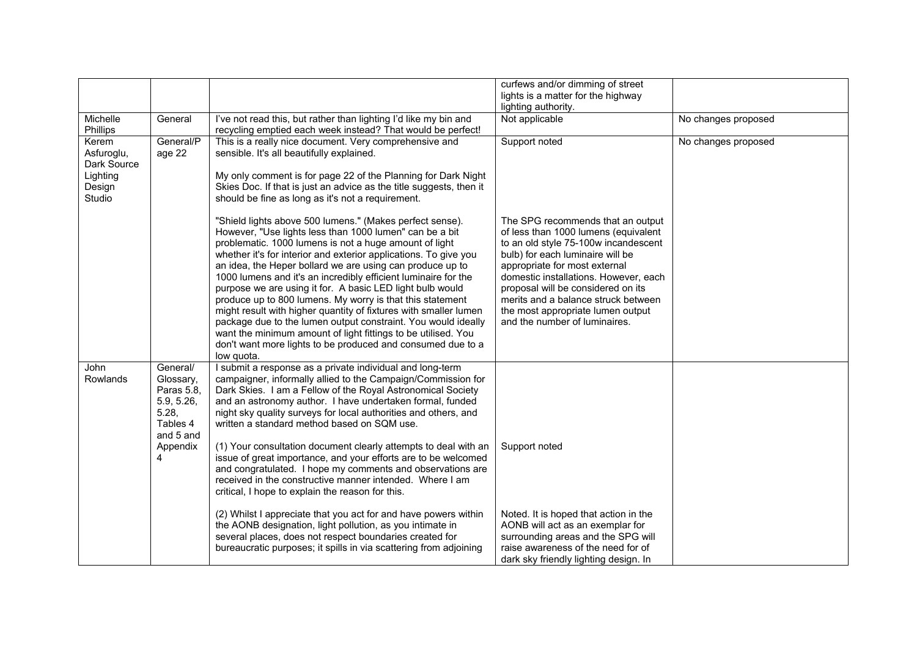|  |  |  | curfews and/or dimming of street lights is a matter for the highway lighting authority. |  |
|---|---|---|---|---|
| Michelle Phillips | General | I've not read this, but rather than lighting I'd like my bin and recycling emptied each week instead? That would be perfect! | Not applicable | No changes proposed |
| Kerem Asfuroglu, Dark Source Lighting Design Studio | General/Page 22 | This is a really nice document. Very comprehensive and sensible. It's all beautifully explained.<br><br>My only comment is for page 22 of the Planning for Dark Night Skies Doc. If that is just an advice as the title suggests, then it should be fine as long as it's not a requirement.<br><br>"Shield lights above 500 lumens." (Makes perfect sense). However, "Use lights less than 1000 lumen" can be a bit problematic. 1000 lumens is not a huge amount of light whether it's for interior and exterior applications. To give you an idea, the Heper bollard we are using can produce up to 1000 lumens and it's an incredibly efficient luminaire for the purpose we are using it for. A basic LED light bulb would produce up to 800 lumens. My worry is that this statement might result with higher quantity of fixtures with smaller lumen package due to the lumen output constraint. You would ideally want the minimum amount of light fittings to be utilised. You don't want more lights to be produced and consumed due to a low quota. | Support noted<br><br>The SPG recommends that an output of less than 1000 lumens (equivalent to an old style 75-100w incandescent bulb) for each luminaire will be appropriate for most external domestic installations. However, each proposal will be considered on its merits and a balance struck between the most appropriate lumen output and the number of luminaires. | No changes proposed |
| John Rowlands | General/ Glossary, Paras 5.8, 5.9, 5.26, 5.28, Tables 4 and 5 and Appendix 4 | I submit a response as a private individual and long-term campaigner, informally allied to the Campaign/Commission for Dark Skies. I am a Fellow of the Royal Astronomical Society and an astronomy author. I have undertaken formal, funded night sky quality surveys for local authorities and others, and written a standard method based on SQM use.<br><br>(1) Your consultation document clearly attempts to deal with an issue of great importance, and your efforts are to be welcomed and congratulated. I hope my comments and observations are received in the constructive manner intended. Where I am critical, I hope to explain the reason for this.<br><br>(2) Whilst I appreciate that you act for and have powers within the AONB designation, light pollution, as you intimate in several places, does not respect boundaries created for bureaucratic purposes; it spills in via scattering from adjoining | Support noted<br><br>Noted. It is hoped that action in the AONB will act as an exemplar for surrounding areas and the SPG will raise awareness of the need for of dark sky friendly lighting design. In |  |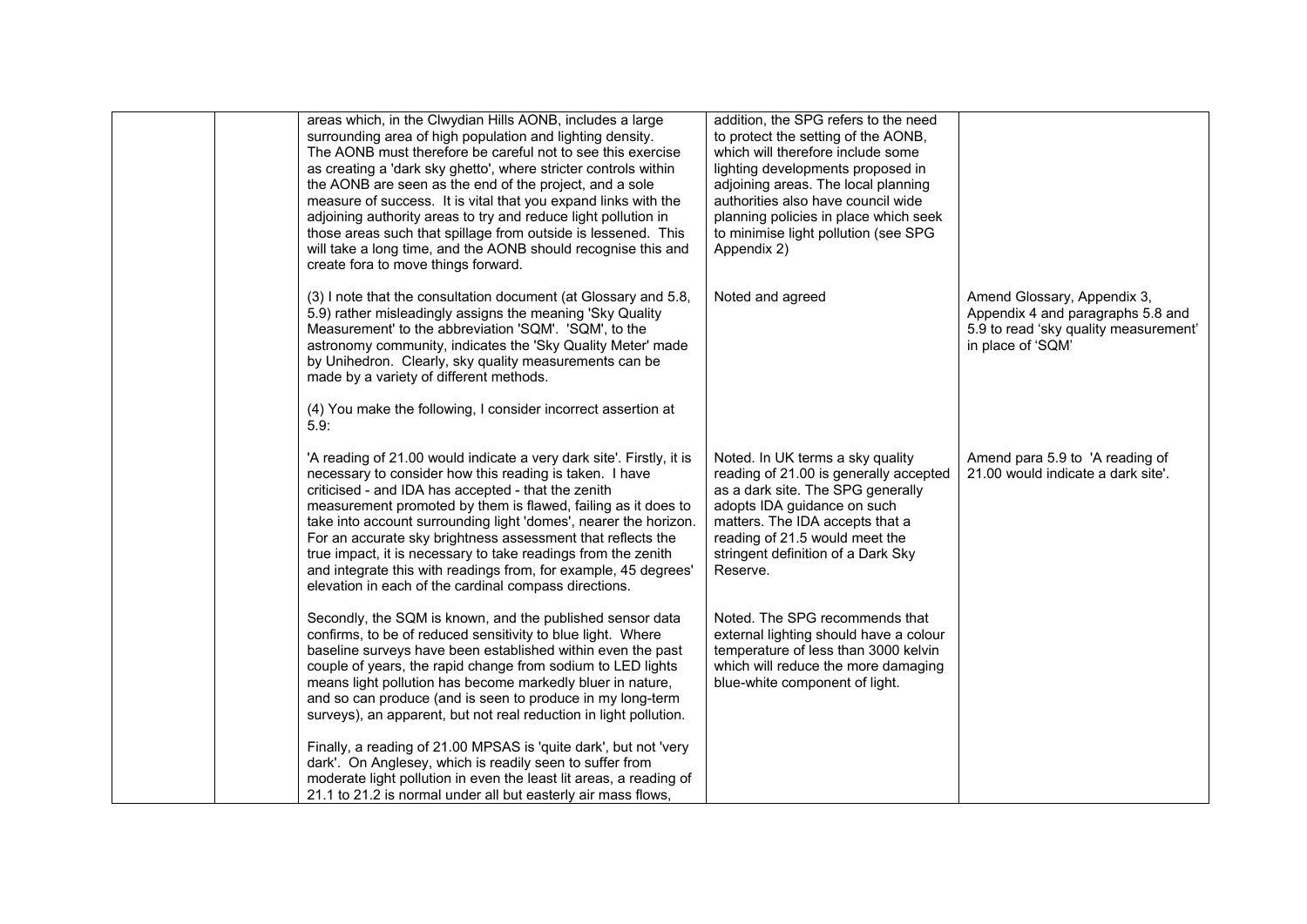| | | | | |
|---|---|---|---|---|
| | | areas which, in the Clwydian Hills AONB, includes a large surrounding area of high population and lighting density. The AONB must therefore be careful not to see this exercise as creating a 'dark sky ghetto', where stricter controls within the AONB are seen as the end of the project, and a sole measure of success. It is vital that you expand links with the adjoining authority areas to try and reduce light pollution in those areas such that spillage from outside is lessened. This will take a long time, and the AONB should recognise this and create fora to move things forward. | addition, the SPG refers to the need to protect the setting of the AONB, which will therefore include some lighting developments proposed in adjoining areas. The local planning authorities also have council wide planning policies in place which seek to minimise light pollution (see SPG Appendix 2) | |
| | | (3) I note that the consultation document (at Glossary and 5.8, 5.9) rather misleadingly assigns the meaning 'Sky Quality Measurement' to the abbreviation 'SQM'. 'SQM', to the astronomy community, indicates the 'Sky Quality Meter' made by Unihedron. Clearly, sky quality measurements can be made by a variety of different methods.<br><br>(4) You make the following, I consider incorrect assertion at 5.9: | Noted and agreed | Amend Glossary, Appendix 3, Appendix 4 and paragraphs 5.8 and 5.9 to read 'sky quality measurement' in place of 'SQM' |
| | | 'A reading of 21.00 would indicate a very dark site'. Firstly, it is necessary to consider how this reading is taken. I have criticised - and IDA has accepted - that the zenith measurement promoted by them is flawed, failing as it does to take into account surrounding light 'domes', nearer the horizon. For an accurate sky brightness assessment that reflects the true impact, it is necessary to take readings from the zenith and integrate this with readings from, for example, 45 degrees' elevation in each of the cardinal compass directions. | Noted. In UK terms a sky quality reading of 21.00 is generally accepted as a dark site. The SPG generally adopts IDA guidance on such matters. The IDA accepts that a reading of 21.5 would meet the stringent definition of a Dark Sky Reserve. | Amend para 5.9 to 'A reading of 21.00 would indicate a dark site'. |
| | | Secondly, the SQM is known, and the published sensor data confirms, to be of reduced sensitivity to blue light. Where baseline surveys have been established within even the past couple of years, the rapid change from sodium to LED lights means light pollution has become markedly bluer in nature, and so can produce (and is seen to produce in my long-term surveys), an apparent, but not real reduction in light pollution. | Noted. The SPG recommends that external lighting should have a colour temperature of less than 3000 kelvin which will reduce the more damaging blue-white component of light. | |
| | | Finally, a reading of 21.00 MPSAS is 'quite dark', but not 'very dark'. On Anglesey, which is readily seen to suffer from moderate light pollution in even the least lit areas, a reading of 21.1 to 21.2 is normal under all but easterly air mass flows, | | |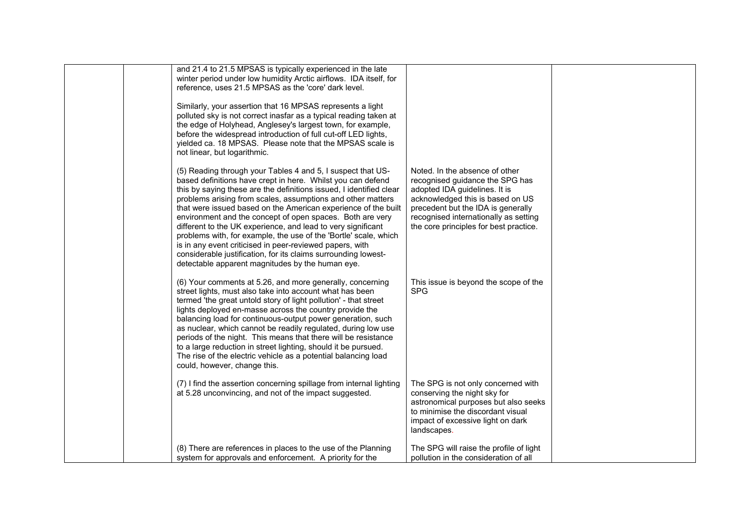| | | | | |
|---|---|---|---|---|
| | | and 21.4 to 21.5 MPSAS is typically experienced in the late winter period under low humidity Arctic airflows. IDA itself, for reference, uses 21.5 MPSAS as the 'core' dark level.<br><br>Similarly, your assertion that 16 MPSAS represents a light polluted sky is not correct inasfar as a typical reading taken at the edge of Holyhead, Anglesey's largest town, for example, before the widespread introduction of full cut-off LED lights, yielded ca. 18 MPSAS. Please note that the MPSAS scale is not linear, but logarithmic. | | |
| | | (5) Reading through your Tables 4 and 5, I suspect that US-based definitions have crept in here. Whilst you can defend this by saying these are the definitions issued, I identified clear problems arising from scales, assumptions and other matters that were issued based on the American experience of the built environment and the concept of open spaces. Both are very different to the UK experience, and lead to very significant problems with, for example, the use of the 'Bortle' scale, which is in any event criticised in peer-reviewed papers, with considerable justification, for its claims surrounding lowest-detectable apparent magnitudes by the human eye. | Noted. In the absence of other recognised guidance the SPG has adopted IDA guidelines. It is acknowledged this is based on US precedent but the IDA is generally recognised internationally as setting the core principles for best practice. | |
| | | (6) Your comments at 5.26, and more generally, concerning street lights, must also take into account what has been termed 'the great untold story of light pollution' - that street lights deployed en-masse across the country provide the balancing load for continuous-output power generation, such as nuclear, which cannot be readily regulated, during low use periods of the night. This means that there will be resistance to a large reduction in street lighting, should it be pursued. The rise of the electric vehicle as a potential balancing load could, however, change this. | This issue is beyond the scope of the SPG | |
| | | (7) I find the assertion concerning spillage from internal lighting at 5.28 unconvincing, and not of the impact suggested. | The SPG is not only concerned with conserving the night sky for astronomical purposes but also seeks to minimise the discordant visual impact of excessive light on dark landscapes. | |
| | | (8) There are references in places to the use of the Planning system for approvals and enforcement. A priority for the | The SPG will raise the profile of light pollution in the consideration of all | |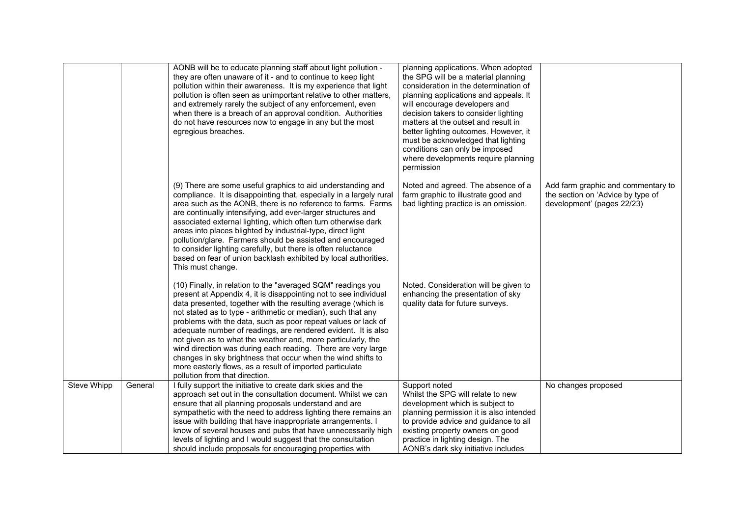|  |  |  |  |  |
|---|---|---|---|---|
|  |  | AONB will be to educate planning staff about light pollution - they are often unaware of it - and to continue to keep light pollution within their awareness. It is my experience that light pollution is often seen as unimportant relative to other matters, and extremely rarely the subject of any enforcement, even when there is a breach of an approval condition. Authorities do not have resources now to engage in any but the most egregious breaches. | planning applications. When adopted the SPG will be a material planning consideration in the determination of planning applications and appeals. It will encourage developers and decision takers to consider lighting matters at the outset and result in better lighting outcomes. However, it must be acknowledged that lighting conditions can only be imposed where developments require planning permission |  |
|  |  | (9) There are some useful graphics to aid understanding and compliance. It is disappointing that, especially in a largely rural area such as the AONB, there is no reference to farms. Farms are continually intensifying, add ever-larger structures and associated external lighting, which often turn otherwise dark areas into places blighted by industrial-type, direct light pollution/glare. Farmers should be assisted and encouraged to consider lighting carefully, but there is often reluctance based on fear of union backlash exhibited by local authorities. This must change. | Noted and agreed. The absence of a farm graphic to illustrate good and bad lighting practice is an omission. | Add farm graphic and commentary to the section on 'Advice by type of development' (pages 22/23) |
|  |  | (10) Finally, in relation to the "averaged SQM" readings you present at Appendix 4, it is disappointing not to see individual data presented, together with the resulting average (which is not stated as to type - arithmetic or median), such that any problems with the data, such as poor repeat values or lack of adequate number of readings, are rendered evident. It is also not given as to what the weather and, more particularly, the wind direction was during each reading. There are very large changes in sky brightness that occur when the wind shifts to more easterly flows, as a result of imported particulate pollution from that direction. | Noted. Consideration will be given to enhancing the presentation of sky quality data for future surveys. |  |
| Steve Whipp | General | I fully support the initiative to create dark skies and the approach set out in the consultation document. Whilst we can ensure that all planning proposals understand and are sympathetic with the need to address lighting there remains an issue with building that have inappropriate arrangements. I know of several houses and pubs that have unnecessarily high levels of lighting and I would suggest that the consultation should include proposals for encouraging properties with | Support noted<br>Whilst the SPG will relate to new development which is subject to planning permission it is also intended to provide advice and guidance to all existing property owners on good practice in lighting design. The AONB's dark sky initiative includes | No changes proposed |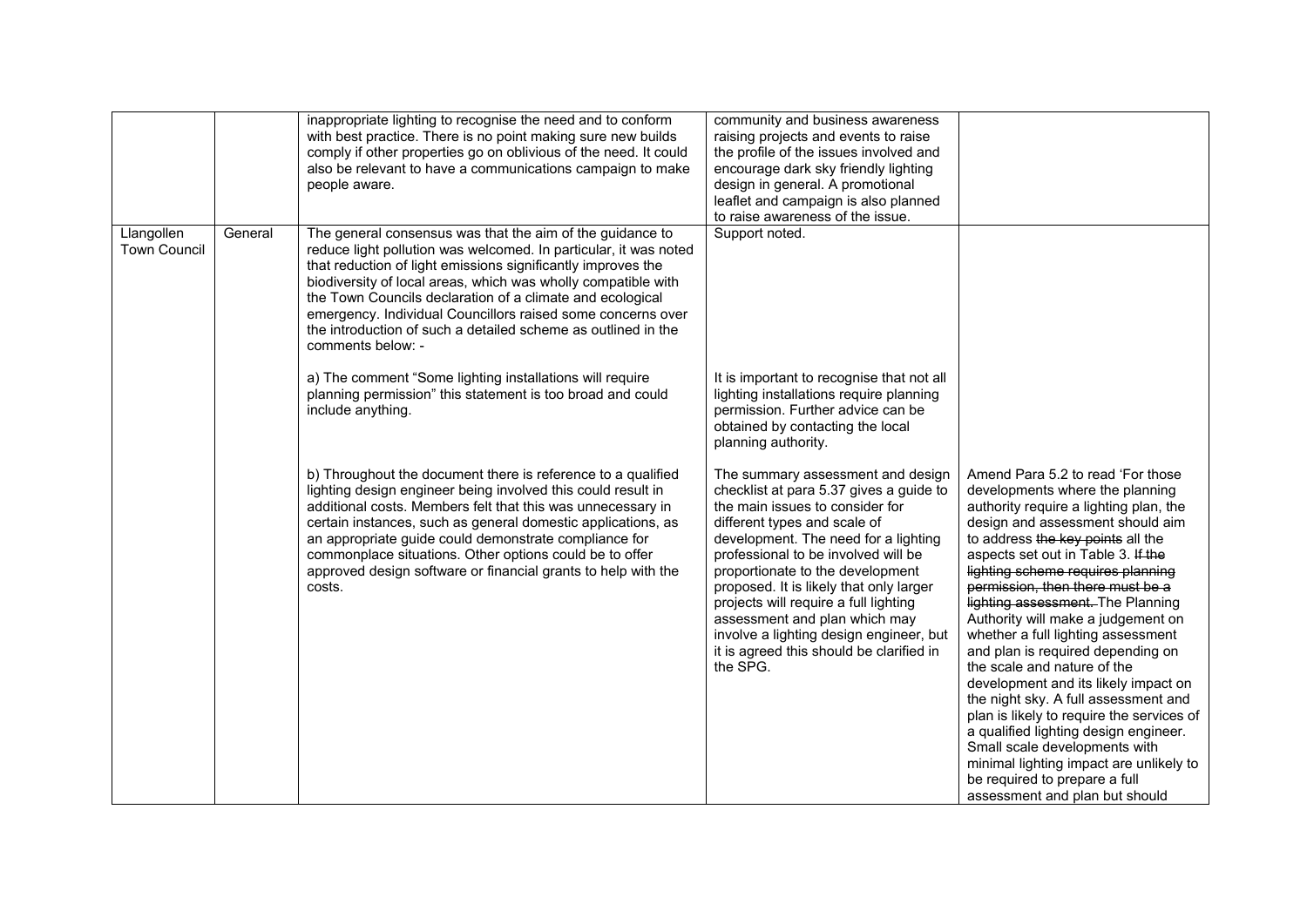| | | | | |
|---|---|---|---|---|
| | | inappropriate lighting to recognise the need and to conform with best practice. There is no point making sure new builds comply if other properties go on oblivious of the need. It could also be relevant to have a communications campaign to make people aware. | community and business awareness raising projects and events to raise the profile of the issues involved and encourage dark sky friendly lighting design in general. A promotional leaflet and campaign is also planned to raise awareness of the issue. | |
| Llangollen Town Council | General | The general consensus was that the aim of the guidance to reduce light pollution was welcomed. In particular, it was noted that reduction of light emissions significantly improves the biodiversity of local areas, which was wholly compatible with the Town Councils declaration of a climate and ecological emergency. Individual Councillors raised some concerns over the introduction of such a detailed scheme as outlined in the comments below: - | Support noted. | |
| | | a) The comment "Some lighting installations will require planning permission" this statement is too broad and could include anything. | It is important to recognise that not all lighting installations require planning permission. Further advice can be obtained by contacting the local planning authority. | |
| | | b) Throughout the document there is reference to a qualified lighting design engineer being involved this could result in additional costs. Members felt that this was unnecessary in certain instances, such as general domestic applications, as an appropriate guide could demonstrate compliance for commonplace situations. Other options could be to offer approved design software or financial grants to help with the costs. | The summary assessment and design checklist at para 5.37 gives a guide to the main issues to consider for different types and scale of development. The need for a lighting professional to be involved will be proportionate to the development proposed. It is likely that only larger projects will require a full lighting assessment and plan which may involve a lighting design engineer, but it is agreed this should be clarified in the SPG. | Amend Para 5.2 to read 'For those developments where the planning authority require a lighting plan, the design and assessment should aim to address ~~the key points~~ all the aspects set out in Table 3. ~~If the lighting scheme requires planning permission, then there must be a lighting assessment.~~ The Planning Authority will make a judgement on whether a full lighting assessment and plan is required depending on the scale and nature of the development and its likely impact on the night sky. A full assessment and plan is likely to require the services of a qualified lighting design engineer. Small scale developments with minimal lighting impact are unlikely to be required to prepare a full assessment and plan but should |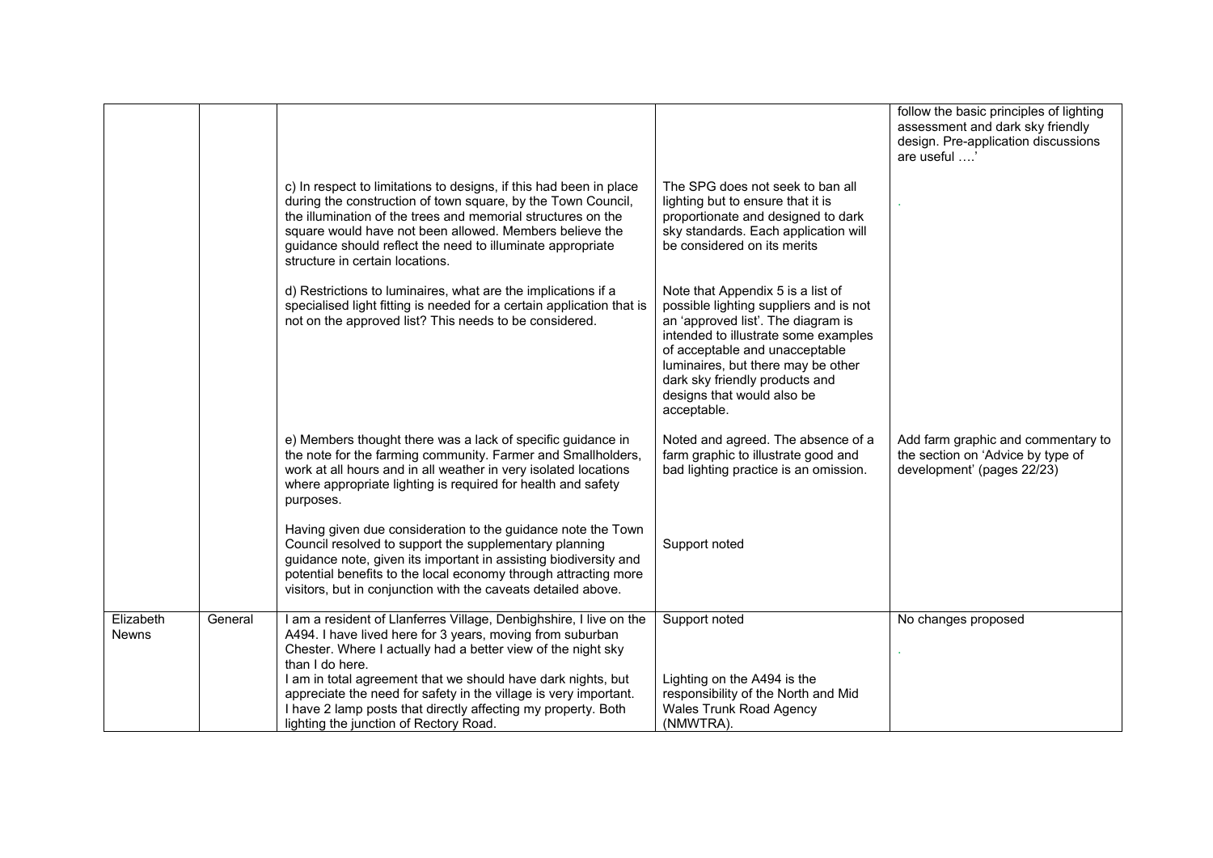| | | | | |
|---|---|---|---|---|
| | | | | follow the basic principles of lighting assessment and dark sky friendly design. Pre-application discussions are useful ….' |
| | | c) In respect to limitations to designs, if this had been in place during the construction of town square, by the Town Council, the illumination of the trees and memorial structures on the square would have not been allowed. Members believe the guidance should reflect the need to illuminate appropriate structure in certain locations. | The SPG does not seek to ban all lighting but to ensure that it is proportionate and designed to dark sky standards. Each application will be considered on its merits | . |
| | | d) Restrictions to luminaires, what are the implications if a specialised light fitting is needed for a certain application that is not on the approved list? This needs to be considered. | Note that Appendix 5 is a list of possible lighting suppliers and is not an 'approved list'. The diagram is intended to illustrate some examples of acceptable and unacceptable luminaires, but there may be other dark sky friendly products and designs that would also be acceptable. | |
| | | e) Members thought there was a lack of specific guidance in the note for the farming community. Farmer and Smallholders, work at all hours and in all weather in very isolated locations where appropriate lighting is required for health and safety purposes. | Noted and agreed. The absence of a farm graphic to illustrate good and bad lighting practice is an omission. | Add farm graphic and commentary to the section on 'Advice by type of development' (pages 22/23) |
| | | Having given due consideration to the guidance note the Town Council resolved to support the supplementary planning guidance note, given its important in assisting biodiversity and potential benefits to the local economy through attracting more visitors, but in conjunction with the caveats detailed above. | Support noted | |
| Elizabeth Newns | General | I am a resident of Llanferres Village, Denbighshire, I live on the A494. I have lived here for 3 years, moving from suburban Chester. Where I actually had a better view of the night sky than I do here.<br>I am in total agreement that we should have dark nights, but appreciate the need for safety in the village is very important. I have 2 lamp posts that directly affecting my property. Both lighting the junction of Rectory Road. | Support noted<br><br>Lighting on the A494 is the responsibility of the North and Mid Wales Trunk Road Agency (NMWTRA). | No changes proposed<br>. |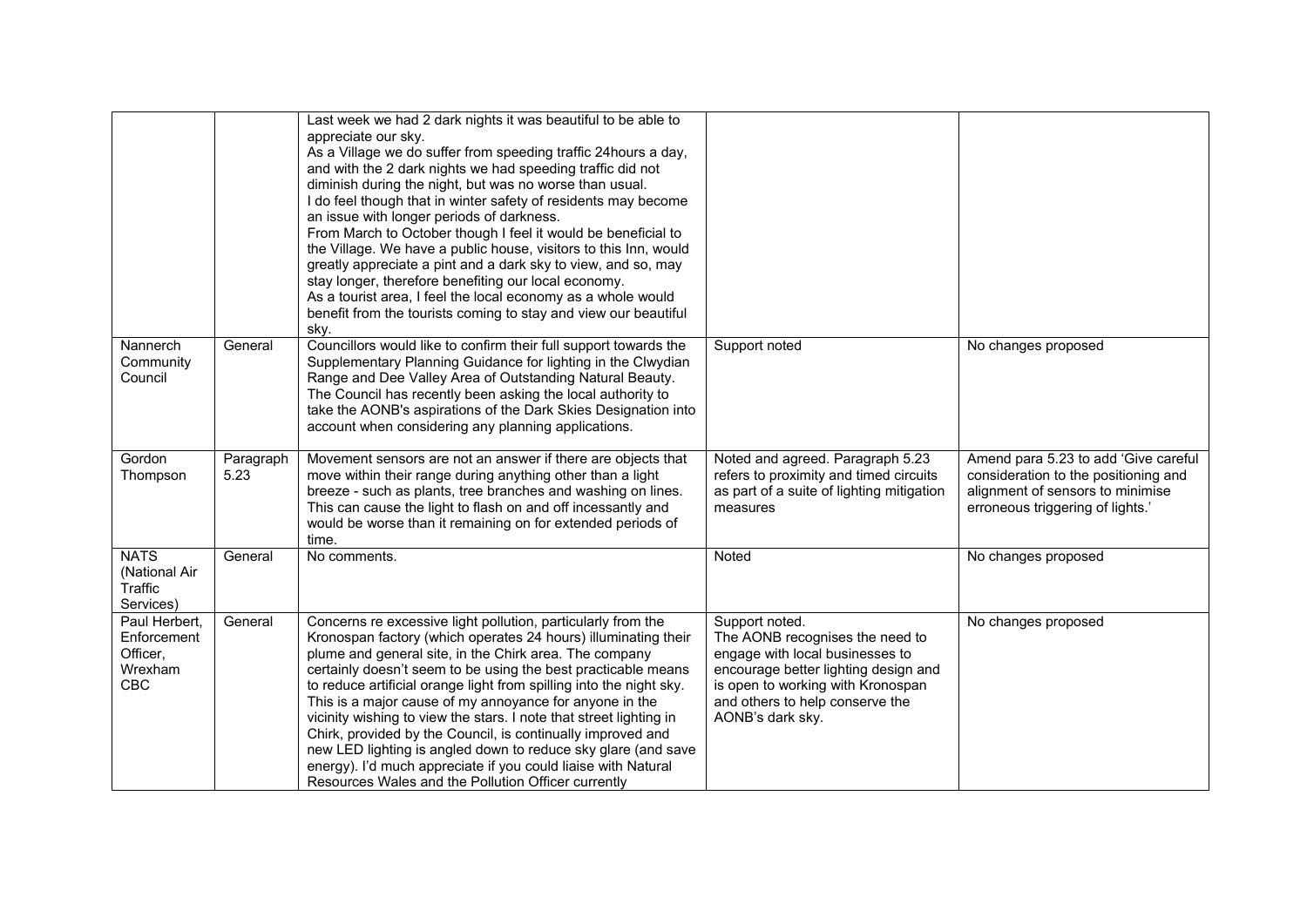| | | | | |
|---|---|---|---|---|
| | | Last week we had 2 dark nights it was beautiful to be able to appreciate our sky. As a Village we do suffer from speeding traffic 24hours a day, and with the 2 dark nights we had speeding traffic did not diminish during the night, but was no worse than usual. I do feel though that in winter safety of residents may become an issue with longer periods of darkness. From March to October though I feel it would be beneficial to the Village. We have a public house, visitors to this Inn, would greatly appreciate a pint and a dark sky to view, and so, may stay longer, therefore benefiting our local economy. As a tourist area, I feel the local economy as a whole would benefit from the tourists coming to stay and view our beautiful sky. | | |
| Nannerch Community Council | General | Councillors would like to confirm their full support towards the Supplementary Planning Guidance for lighting in the Clwydian Range and Dee Valley Area of Outstanding Natural Beauty. The Council has recently been asking the local authority to take the AONB's aspirations of the Dark Skies Designation into account when considering any planning applications. | Support noted | No changes proposed |
| Gordon Thompson | Paragraph 5.23 | Movement sensors are not an answer if there are objects that move within their range during anything other than a light breeze - such as plants, tree branches and washing on lines. This can cause the light to flash on and off incessantly and would be worse than it remaining on for extended periods of time. | Noted and agreed. Paragraph 5.23 refers to proximity and timed circuits as part of a suite of lighting mitigation measures | Amend para 5.23 to add 'Give careful consideration to the positioning and alignment of sensors to minimise erroneous triggering of lights.' |
| NATS (National Air Traffic Services) | General | No comments. | Noted | No changes proposed |
| Paul Herbert, Enforcement Officer, Wrexham CBC | General | Concerns re excessive light pollution, particularly from the Kronospan factory (which operates 24 hours) illuminating their plume and general site, in the Chirk area. The company certainly doesn't seem to be using the best practicable means to reduce artificial orange light from spilling into the night sky. This is a major cause of my annoyance for anyone in the vicinity wishing to view the stars. I note that street lighting in Chirk, provided by the Council, is continually improved and new LED lighting is angled down to reduce sky glare (and save energy). I'd much appreciate if you could liaise with Natural Resources Wales and the Pollution Officer currently | Support noted. The AONB recognises the need to engage with local businesses to encourage better lighting design and is open to working with Kronospan and others to help conserve the AONB's dark sky. | No changes proposed |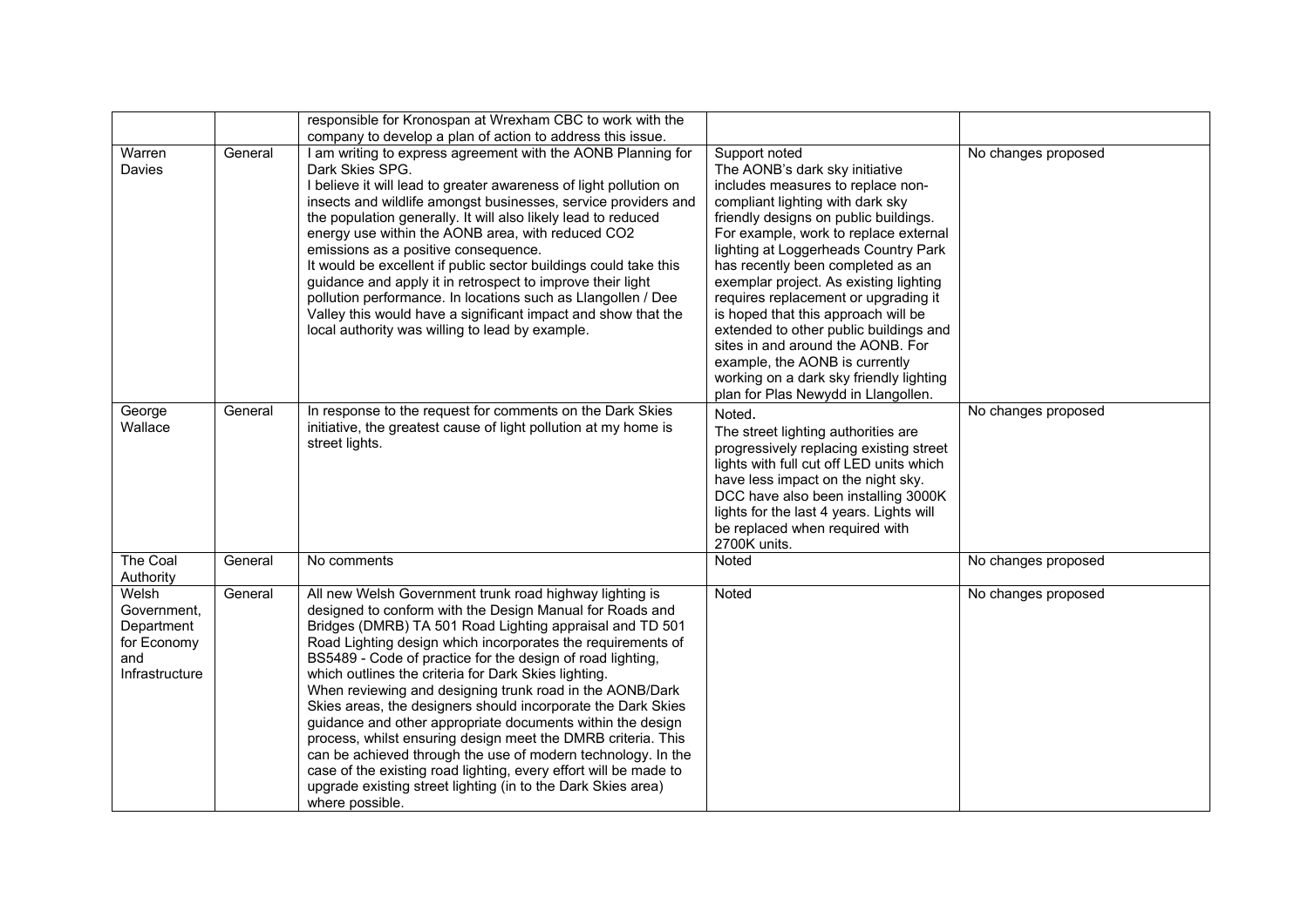| | | | | |
|---|---|---|---|---|
| | | responsible for Kronospan at Wrexham CBC to work with the company to develop a plan of action to address this issue. | | |
| Warren Davies | General | I am writing to express agreement with the AONB Planning for Dark Skies SPG.<br>I believe it will lead to greater awareness of light pollution on insects and wildlife amongst businesses, service providers and the population generally. It will also likely lead to reduced energy use within the AONB area, with reduced CO2 emissions as a positive consequence.<br>It would be excellent if public sector buildings could take this guidance and apply it in retrospect to improve their light pollution performance. In locations such as Llangollen / Dee Valley this would have a significant impact and show that the local authority was willing to lead by example. | Support noted<br>The AONB's dark sky initiative includes measures to replace non-compliant lighting with dark sky friendly designs on public buildings. For example, work to replace external lighting at Loggerheads Country Park has recently been completed as an exemplar project. As existing lighting requires replacement or upgrading it is hoped that this approach will be extended to other public buildings and sites in and around the AONB. For example, the AONB is currently working on a dark sky friendly lighting plan for Plas Newydd in Llangollen. | No changes proposed |
| George Wallace | General | In response to the request for comments on the Dark Skies initiative, the greatest cause of light pollution at my home is street lights. | Noted.<br>The street lighting authorities are progressively replacing existing street lights with full cut off LED units which have less impact on the night sky. DCC have also been installing 3000K lights for the last 4 years. Lights will be replaced when required with 2700K units. | No changes proposed |
| The Coal Authority | General | No comments | Noted | No changes proposed |
| Welsh Government, Department for Economy and Infrastructure | General | All new Welsh Government trunk road highway lighting is designed to conform with the Design Manual for Roads and Bridges (DMRB) TA 501 Road Lighting appraisal and TD 501 Road Lighting design which incorporates the requirements of BS5489 - Code of practice for the design of road lighting, which outlines the criteria for Dark Skies lighting.<br>When reviewing and designing trunk road in the AONB/Dark Skies areas, the designers should incorporate the Dark Skies guidance and other appropriate documents within the design process, whilst ensuring design meet the DMRB criteria. This can be achieved through the use of modern technology. In the case of the existing road lighting, every effort will be made to upgrade existing street lighting (in to the Dark Skies area) where possible. | Noted | No changes proposed |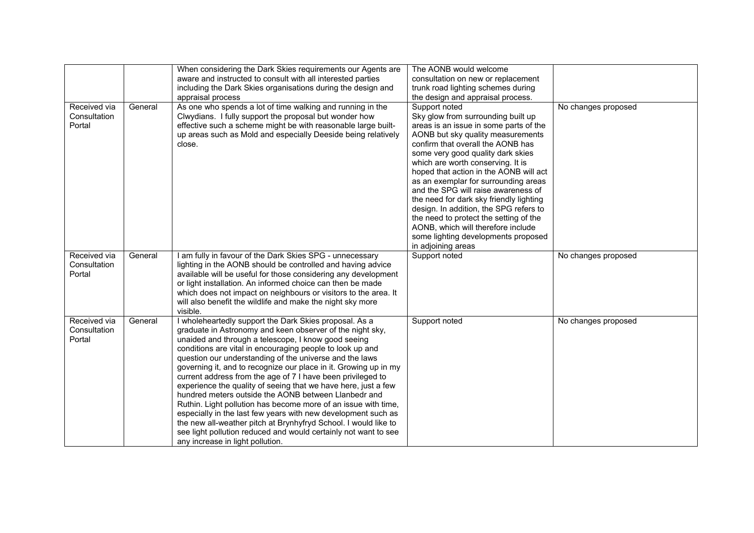| | | | | |
|---|---|---|---|---|
| | | When considering the Dark Skies requirements our Agents are aware and instructed to consult with all interested parties including the Dark Skies organisations during the design and appraisal process | The AONB would welcome consultation on new or replacement trunk road lighting schemes during the design and appraisal process. | |
| Received via Consultation Portal | General | As one who spends a lot of time walking and running in the Clwydians. I fully support the proposal but wonder how effective such a scheme might be with reasonable large built-up areas such as Mold and especially Deeside being relatively close. | Support noted<br>Sky glow from surrounding built up areas is an issue in some parts of the AONB but sky quality measurements confirm that overall the AONB has some very good quality dark skies which are worth conserving. It is hoped that action in the AONB will act as an exemplar for surrounding areas and the SPG will raise awareness of the need for dark sky friendly lighting design. In addition, the SPG refers to the need to protect the setting of the AONB, which will therefore include some lighting developments proposed in adjoining areas | No changes proposed |
| Received via Consultation Portal | General | I am fully in favour of the Dark Skies SPG - unnecessary lighting in the AONB should be controlled and having advice available will be useful for those considering any development or light installation. An informed choice can then be made which does not impact on neighbours or visitors to the area. It will also benefit the wildlife and make the night sky more visible. | Support noted | No changes proposed |
| Received via Consultation Portal | General | I wholeheartedly support the Dark Skies proposal. As a graduate in Astronomy and keen observer of the night sky, unaided and through a telescope, I know good seeing conditions are vital in encouraging people to look up and question our understanding of the universe and the laws governing it, and to recognize our place in it. Growing up in my current address from the age of 7 I have been privileged to experience the quality of seeing that we have here, just a few hundred meters outside the AONB between Llanbedr and Ruthin. Light pollution has become more of an issue with time, especially in the last few years with new development such as the new all-weather pitch at Brynhyfryd School. I would like to see light pollution reduced and would certainly not want to see any increase in light pollution. | Support noted | No changes proposed |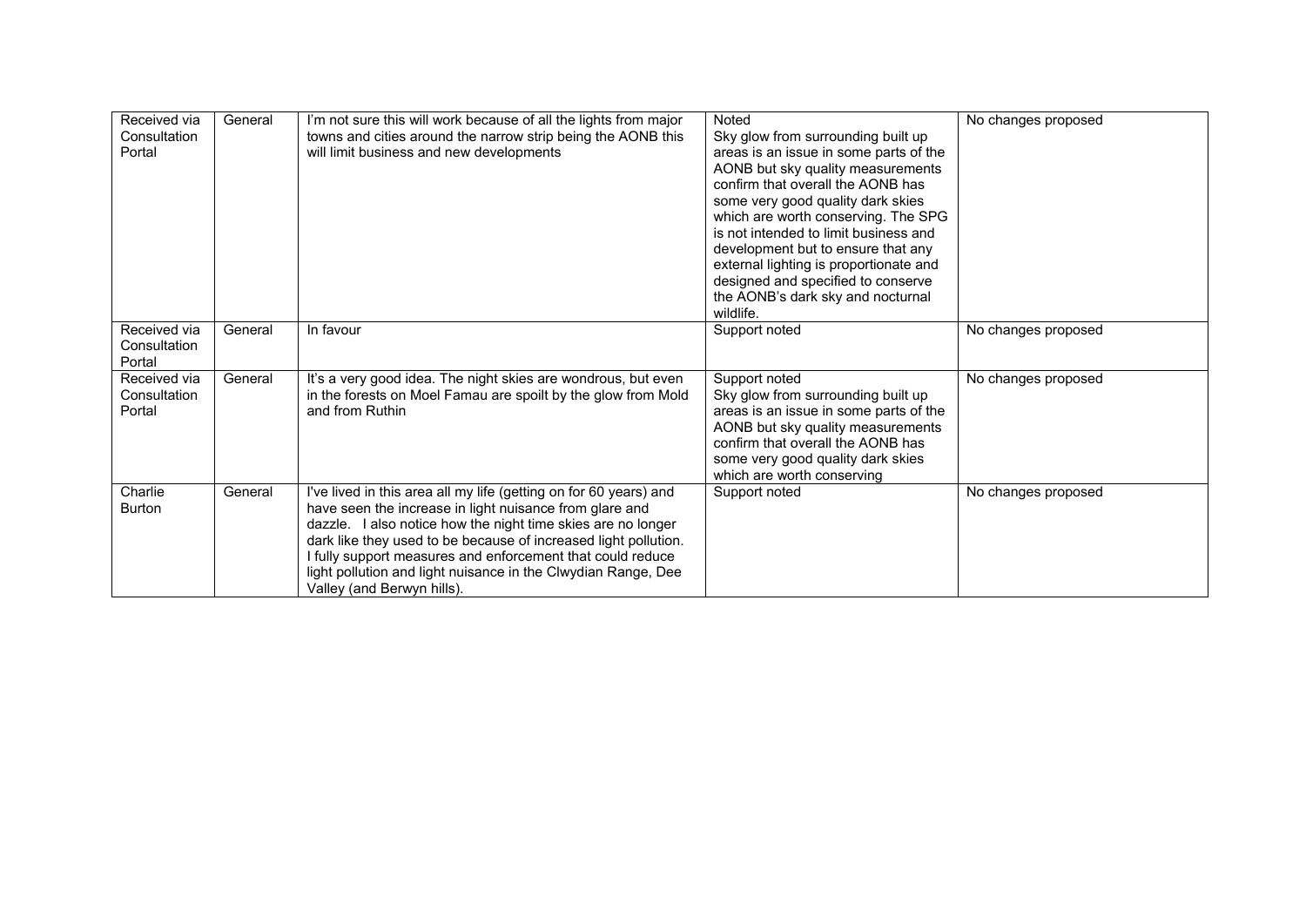| | | | | |
|---|---|---|---|---|
| Received via Consultation Portal | General | I'm not sure this will work because of all the lights from major towns and cities around the narrow strip being the AONB this will limit business and new developments | Noted<br>Sky glow from surrounding built up areas is an issue in some parts of the AONB but sky quality measurements confirm that overall the AONB has some very good quality dark skies which are worth conserving. The SPG is not intended to limit business and development but to ensure that any external lighting is proportionate and designed and specified to conserve the AONB's dark sky and nocturnal wildlife. | No changes proposed |
| Received via Consultation Portal | General | In favour | Support noted | No changes proposed |
| Received via Consultation Portal | General | It's a very good idea. The night skies are wondrous, but even in the forests on Moel Famau are spoilt by the glow from Mold and from Ruthin | Support noted<br>Sky glow from surrounding built up areas is an issue in some parts of the AONB but sky quality measurements confirm that overall the AONB has some very good quality dark skies which are worth conserving | No changes proposed |
| Charlie Burton | General | I've lived in this area all my life (getting on for 60 years) and have seen the increase in light nuisance from glare and dazzle. I also notice how the night time skies are no longer dark like they used to be because of increased light pollution. I fully support measures and enforcement that could reduce light pollution and light nuisance in the Clwydian Range, Dee Valley (and Berwyn hills). | Support noted | No changes proposed |